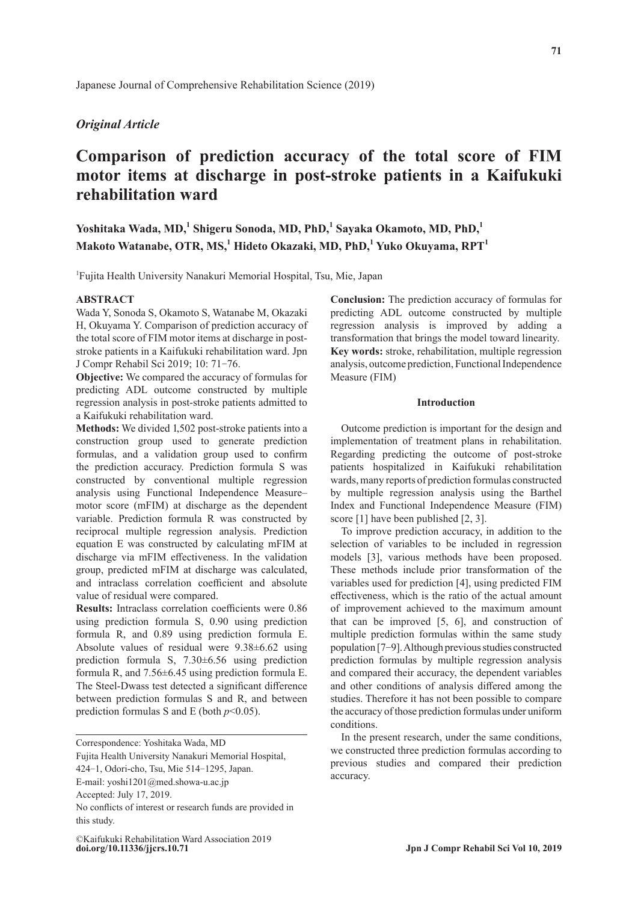Japanese Journal of Comprehensive Rehabilitation Science (2019)

*Original Article*

# Comparison of prediction accuracy of the total score of FIM motor items at discharge in post-stroke patients in a Kaifukuki rehabilitation ward

**Yoshitaka Wada, MD,[1] Shigeru Sonoda, MD, PhD,[1] Sayaka Okamoto, MD, PhD,[1] Makoto Watanabe, OTR, MS,[1] Hideto Okazaki, MD, PhD,[1] Yuko Okuyama, RPT[1]**

[1]Fujita Health University Nanakuri Memorial Hospital, Tsu, Mie, Japan

### ABSTRACT

Wada Y, Sonoda S, Okamoto S, Watanabe M, Okazaki H, Okuyama Y. Comparison of prediction accuracy of the total score of FIM motor items at discharge in post-stroke patients in a Kaifukuki rehabilitation ward. Jpn J Compr Rehabil Sci 2019; 10: 71−76.

**Objective:** We compared the accuracy of formulas for predicting ADL outcome constructed by multiple regression analysis in post-stroke patients admitted to a Kaifukuki rehabilitation ward.

**Methods:** We divided 1,502 post-stroke patients into a construction group used to generate prediction formulas, and a validation group used to confirm the prediction accuracy. Prediction formula S was constructed by conventional multiple regression analysis using Functional Independence Measure–motor score (mFIM) at discharge as the dependent variable. Prediction formula R was constructed by reciprocal multiple regression analysis. Prediction equation E was constructed by calculating mFIM at discharge via mFIM effectiveness. In the validation group, predicted mFIM at discharge was calculated, and intraclass correlation coefficient and absolute value of residual were compared.

**Results:** Intraclass correlation coefficients were 0.86 using prediction formula S, 0.90 using prediction formula R, and 0.89 using prediction formula E. Absolute values of residual were 9.38±6.62 using prediction formula S, 7.30±6.56 using prediction formula R, and 7.56±6.45 using prediction formula E. The Steel-Dwass test detected a significant difference between prediction formulas S and R, and between prediction formulas S and E (both $p<0.05$).

**Conclusion:** The prediction accuracy of formulas for predicting ADL outcome constructed by multiple regression analysis is improved by adding a transformation that brings the model toward linearity.

**Key words:** stroke, rehabilitation, multiple regression analysis, outcome prediction, Functional Independence Measure (FIM)

Correspondence: Yoshitaka Wada, MD
Fujita Health University Nanakuri Memorial Hospital,
424−1, Odori-cho, Tsu, Mie 514−1295, Japan.
E-mail: yoshi1201@med.showa-u.ac.jp
Accepted: July 17, 2019.
No conflicts of interest or research funds are provided in this study.

©Kaifukuki Rehabilitation Ward Association 2019
**doi.org/10.11336/jjcrs.10.71**

## Introduction

Outcome prediction is important for the design and implementation of treatment plans in rehabilitation. Regarding predicting the outcome of post-stroke patients hospitalized in Kaifukuki rehabilitation wards, many reports of prediction formulas constructed by multiple regression analysis using the Barthel Index and Functional Independence Measure (FIM) score [1] have been published [2, 3].

To improve prediction accuracy, in addition to the selection of variables to be included in regression models [3], various methods have been proposed. These methods include prior transformation of the variables used for prediction [4], using predicted FIM effectiveness, which is the ratio of the actual amount of improvement achieved to the maximum amount that can be improved [5, 6], and construction of multiple prediction formulas within the same study population [7−9]. Although previous studies constructed prediction formulas by multiple regression analysis and compared their accuracy, the dependent variables and other conditions of analysis differed among the studies. Therefore it has not been possible to compare the accuracy of those prediction formulas under uniform conditions.

In the present research, under the same conditions, we constructed three prediction formulas according to previous studies and compared their prediction accuracy.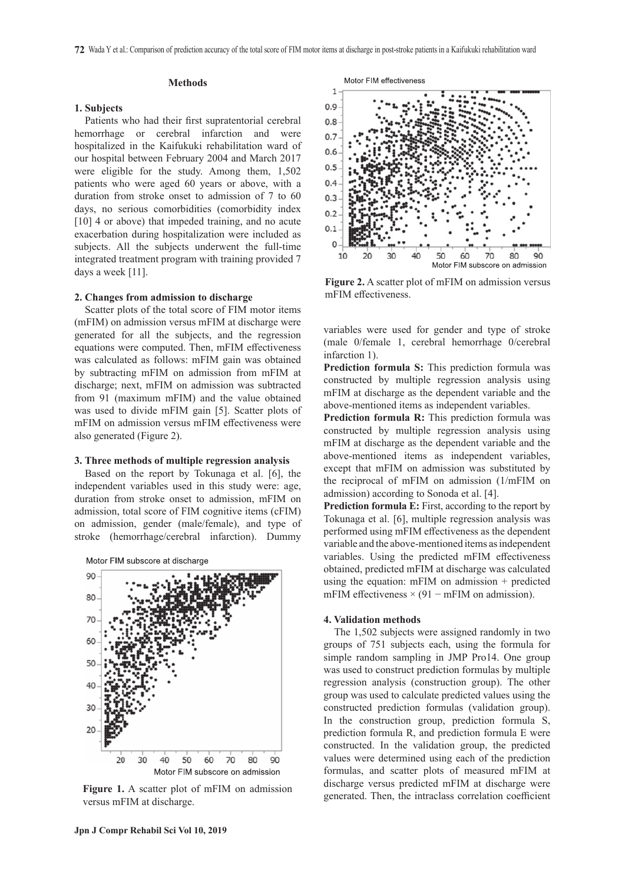## Methods

### 1. Subjects

Patients who had their first supratentorial cerebral hemorrhage or cerebral infarction and were hospitalized in the Kaifukuki rehabilitation ward of our hospital between February 2004 and March 2017 were eligible for the study. Among them, 1,502 patients who were aged 60 years or above, with a duration from stroke onset to admission of 7 to 60 days, no serious comorbidities (comorbidity index [10] 4 or above) that impeded training, and no acute exacerbation during hospitalization were included as subjects. All the subjects underwent the full-time integrated treatment program with training provided 7 days a week [11].

### 2. Changes from admission to discharge

Scatter plots of the total score of FIM motor items (mFIM) on admission versus mFIM at discharge were generated for all the subjects, and the regression equations were computed. Then, mFIM effectiveness was calculated as follows: mFIM gain was obtained by subtracting mFIM on admission from mFIM at discharge; next, mFIM on admission was subtracted from 91 (maximum mFIM) and the value obtained was used to divide mFIM gain [5]. Scatter plots of mFIM on admission versus mFIM effectiveness were also generated (Figure 2).

### 3. Three methods of multiple regression analysis

Based on the report by Tokunaga et al. [6], the independent variables used in this study were: age, duration from stroke onset to admission, mFIM on admission, total score of FIM cognitive items (cFIM) on admission, gender (male/female), and type of stroke (hemorrhage/cerebral infarction). Dummy variables were used for gender and type of stroke (male 0/female 1, cerebral hemorrhage 0/cerebral infarction 1).

Figure 1. A scatter plot of mFIM on admission versus mFIM at discharge.

Figure 2. A scatter plot of mFIM on admission versus mFIM effectiveness.

**Prediction formula S:** This prediction formula was constructed by multiple regression analysis using mFIM at discharge as the dependent variable and the above-mentioned items as independent variables.

**Prediction formula R:** This prediction formula was constructed by multiple regression analysis using mFIM at discharge as the dependent variable and the above-mentioned items as independent variables, except that mFIM on admission was substituted by the reciprocal of mFIM on admission (1/mFIM on admission) according to Sonoda et al. [4].

**Prediction formula E:** First, according to the report by Tokunaga et al. [6], multiple regression analysis was performed using mFIM effectiveness as the dependent variable and the above-mentioned items as independent variables. Using the predicted mFIM effectiveness obtained, predicted mFIM at discharge was calculated using the equation: mFIM on admission + predicted mFIM effectiveness × (91 − mFIM on admission).

### 4. Validation methods

The 1,502 subjects were assigned randomly in two groups of 751 subjects each, using the formula for simple random sampling in JMP Pro14. One group was used to construct prediction formulas by multiple regression analysis (construction group). The other group was used to calculate predicted values using the constructed prediction formulas (validation group). In the construction group, prediction formula S, prediction formula R, and prediction formula E were constructed. In the validation group, the predicted values were determined using each of the prediction formulas, and scatter plots of measured mFIM at discharge versus predicted mFIM at discharge were generated. Then, the intraclass correlation coefficient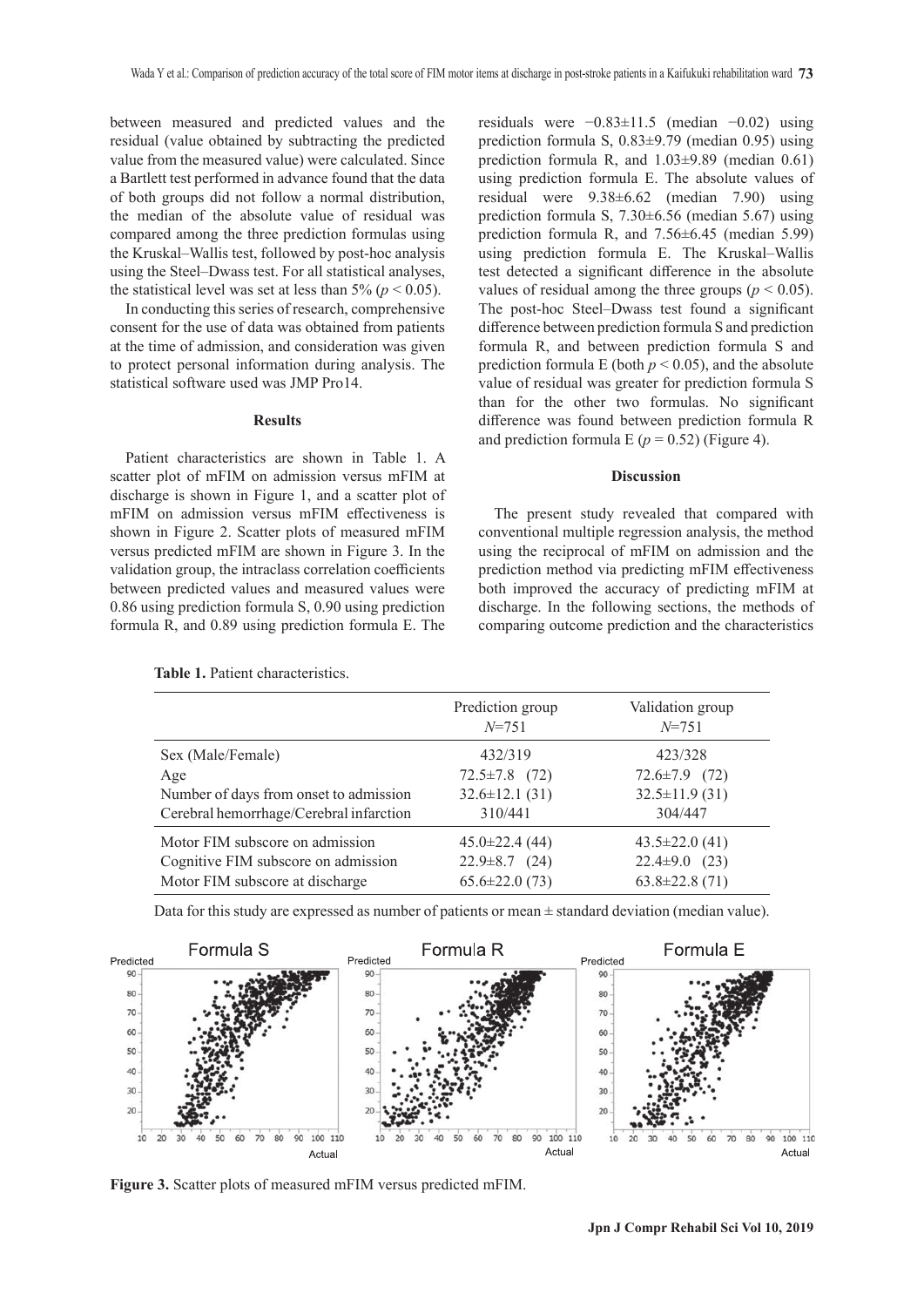between measured and predicted values and the residual (value obtained by subtracting the predicted value from the measured value) were calculated. Since a Bartlett test performed in advance found that the data of both groups did not follow a normal distribution, the median of the absolute value of residual was compared among the three prediction formulas using the Kruskal–Wallis test, followed by post-hoc analysis using the Steel–Dwass test. For all statistical analyses, the statistical level was set at less than 5% ($p < 0.05$).

In conducting this series of research, comprehensive consent for the use of data was obtained from patients at the time of admission, and consideration was given to protect personal information during analysis. The statistical software used was JMP Pro14.

## Results

Patient characteristics are shown in Table 1. A scatter plot of mFIM on admission versus mFIM at discharge is shown in Figure 1, and a scatter plot of mFIM on admission versus mFIM effectiveness is shown in Figure 2. Scatter plots of measured mFIM versus predicted mFIM are shown in Figure 3. In the validation group, the intraclass correlation coefficients between predicted values and measured values were 0.86 using prediction formula S, 0.90 using prediction formula R, and 0.89 using prediction formula E. The residuals were −0.83±11.5 (median −0.02) using prediction formula S, 0.83±9.79 (median 0.95) using prediction formula R, and 1.03±9.89 (median 0.61) using prediction formula E. The absolute values of residual were 9.38±6.62 (median 7.90) using prediction formula S, 7.30±6.56 (median 5.67) using prediction formula R, and 7.56±6.45 (median 5.99) using prediction formula E. The Kruskal–Wallis test detected a significant difference in the absolute values of residual among the three groups ($p < 0.05$). The post-hoc Steel–Dwass test found a significant difference between prediction formula S and prediction formula R, and between prediction formula S and prediction formula E (both $p < 0.05$), and the absolute value of residual was greater for prediction formula S than for the other two formulas. No significant difference was found between prediction formula R and prediction formula E ($p = 0.52$) (Figure 4).

## Discussion

The present study revealed that compared with conventional multiple regression analysis, the method using the reciprocal of mFIM on admission and the prediction method via predicting mFIM effectiveness both improved the accuracy of predicting mFIM at discharge. In the following sections, the methods of comparing outcome prediction and the characteristics

**Table 1.** Patient characteristics.

| | Prediction group *N*=751 | Validation group *N*=751 |
|---|---|---|
| Sex (Male/Female) | 432/319 | 423/328 |
| Age | 72.5±7.8 (72) | 72.6±7.9 (72) |
| Number of days from onset to admission | 32.6±12.1 (31) | 32.5±11.9 (31) |
| Cerebral hemorrhage/Cerebral infarction | 310/441 | 304/447 |
| Motor FIM subscore on admission | 45.0±22.4 (44) | 43.5±22.0 (41) |
| Cognitive FIM subscore on admission | 22.9±8.7 (24) | 22.4±9.0 (23) |
| Motor FIM subscore at discharge | 65.6±22.0 (73) | 63.8±22.8 (71) |

Data for this study are expressed as number of patients or mean ± standard deviation (median value).

**Figure 3.** Scatter plots of measured mFIM versus predicted mFIM.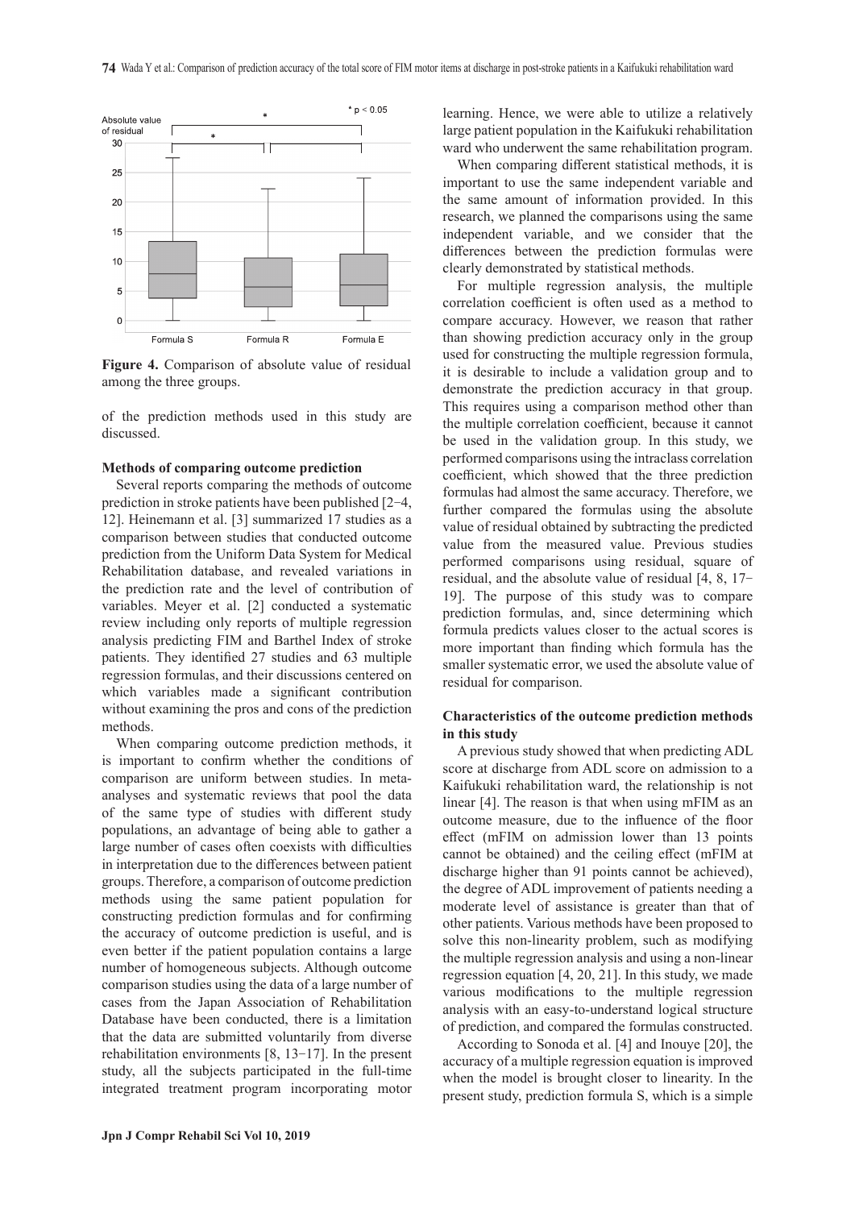Figure 4. Comparison of absolute value of residual among the three groups.

of the prediction methods used in this study are discussed.

**Methods of comparing outcome prediction**

Several reports comparing the methods of outcome prediction in stroke patients have been published [2−4, 12]. Heinemann et al. [3] summarized 17 studies as a comparison between studies that conducted outcome prediction from the Uniform Data System for Medical Rehabilitation database, and revealed variations in the prediction rate and the level of contribution of variables. Meyer et al. [2] conducted a systematic review including only reports of multiple regression analysis predicting FIM and Barthel Index of stroke patients. They identified 27 studies and 63 multiple regression formulas, and their discussions centered on which variables made a significant contribution without examining the pros and cons of the prediction methods.

When comparing outcome prediction methods, it is important to confirm whether the conditions of comparison are uniform between studies. In meta-analyses and systematic reviews that pool the data of the same type of studies with different study populations, an advantage of being able to gather a large number of cases often coexists with difficulties in interpretation due to the differences between patient groups. Therefore, a comparison of outcome prediction methods using the same patient population for constructing prediction formulas and for confirming the accuracy of outcome prediction is useful, and is even better if the patient population contains a large number of homogeneous subjects. Although outcome comparison studies using the data of a large number of cases from the Japan Association of Rehabilitation Database have been conducted, there is a limitation that the data are submitted voluntarily from diverse rehabilitation environments [8, 13−17]. In the present study, all the subjects participated in the full-time integrated treatment program incorporating motor learning. Hence, we were able to utilize a relatively large patient population in the Kaifukuki rehabilitation ward who underwent the same rehabilitation program.

When comparing different statistical methods, it is important to use the same independent variable and the same amount of information provided. In this research, we planned the comparisons using the same independent variable, and we consider that the differences between the prediction formulas were clearly demonstrated by statistical methods.

For multiple regression analysis, the multiple correlation coefficient is often used as a method to compare accuracy. However, we reason that rather than showing prediction accuracy only in the group used for constructing the multiple regression formula, it is desirable to include a validation group and to demonstrate the prediction accuracy in that group. This requires using a comparison method other than the multiple correlation coefficient, because it cannot be used in the validation group. In this study, we performed comparisons using the intraclass correlation coefficient, which showed that the three prediction formulas had almost the same accuracy. Therefore, we further compared the formulas using the absolute value of residual obtained by subtracting the predicted value from the measured value. Previous studies performed comparisons using residual, square of residual, and the absolute value of residual [4, 8, 17−19]. The purpose of this study was to compare prediction formulas, and, since determining which formula predicts values closer to the actual scores is more important than finding which formula has the smaller systematic error, we used the absolute value of residual for comparison.

**Characteristics of the outcome prediction methods in this study**

A previous study showed that when predicting ADL score at discharge from ADL score on admission to a Kaifukuki rehabilitation ward, the relationship is not linear [4]. The reason is that when using mFIM as an outcome measure, due to the influence of the floor effect (mFIM on admission lower than 13 points cannot be obtained) and the ceiling effect (mFIM at discharge higher than 91 points cannot be achieved), the degree of ADL improvement of patients needing a moderate level of assistance is greater than that of other patients. Various methods have been proposed to solve this non-linearity problem, such as modifying the multiple regression analysis and using a non-linear regression equation [4, 20, 21]. In this study, we made various modifications to the multiple regression analysis with an easy-to-understand logical structure of prediction, and compared the formulas constructed.

According to Sonoda et al. [4] and Inouye [20], the accuracy of a multiple regression equation is improved when the model is brought closer to linearity. In the present study, prediction formula S, which is a simple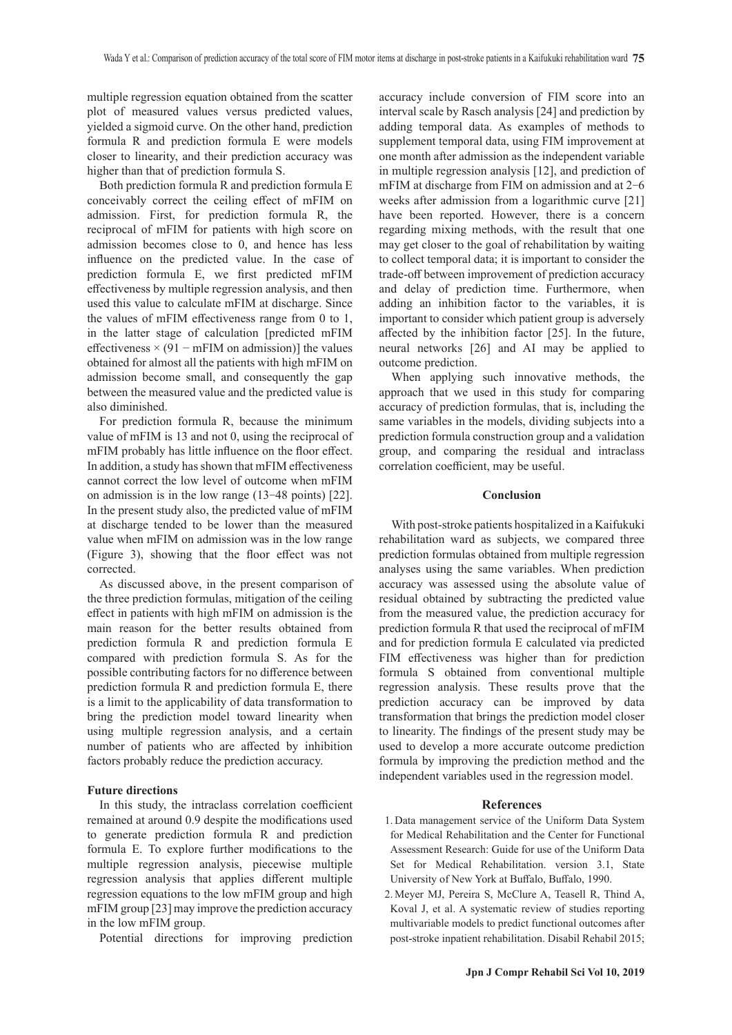multiple regression equation obtained from the scatter plot of measured values versus predicted values, yielded a sigmoid curve. On the other hand, prediction formula R and prediction formula E were models closer to linearity, and their prediction accuracy was higher than that of prediction formula S.

Both prediction formula R and prediction formula E conceivably correct the ceiling effect of mFIM on admission. First, for prediction formula R, the reciprocal of mFIM for patients with high score on admission becomes close to 0, and hence has less influence on the predicted value. In the case of prediction formula E, we first predicted mFIM effectiveness by multiple regression analysis, and then used this value to calculate mFIM at discharge. Since the values of mFIM effectiveness range from 0 to 1, in the latter stage of calculation [predicted mFIM effectiveness × (91 − mFIM on admission)] the values obtained for almost all the patients with high mFIM on admission become small, and consequently the gap between the measured value and the predicted value is also diminished.

For prediction formula R, because the minimum value of mFIM is 13 and not 0, using the reciprocal of mFIM probably has little influence on the floor effect. In addition, a study has shown that mFIM effectiveness cannot correct the low level of outcome when mFIM on admission is in the low range (13−48 points) [22]. In the present study also, the predicted value of mFIM at discharge tended to be lower than the measured value when mFIM on admission was in the low range (Figure 3), showing that the floor effect was not corrected.

As discussed above, in the present comparison of the three prediction formulas, mitigation of the ceiling effect in patients with high mFIM on admission is the main reason for the better results obtained from prediction formula R and prediction formula E compared with prediction formula S. As for the possible contributing factors for no difference between prediction formula R and prediction formula E, there is a limit to the applicability of data transformation to bring the prediction model toward linearity when using multiple regression analysis, and a certain number of patients who are affected by inhibition factors probably reduce the prediction accuracy.

**Future directions**

In this study, the intraclass correlation coefficient remained at around 0.9 despite the modifications used to generate prediction formula R and prediction formula E. To explore further modifications to the multiple regression analysis, piecewise multiple regression analysis that applies different multiple regression equations to the low mFIM group and high mFIM group [23] may improve the prediction accuracy in the low mFIM group.

Potential directions for improving prediction accuracy include conversion of FIM score into an interval scale by Rasch analysis [24] and prediction by adding temporal data. As examples of methods to supplement temporal data, using FIM improvement at one month after admission as the independent variable in multiple regression analysis [12], and prediction of mFIM at discharge from FIM on admission and at 2−6 weeks after admission from a logarithmic curve [21] have been reported. However, there is a concern regarding mixing methods, with the result that one may get closer to the goal of rehabilitation by waiting to collect temporal data; it is important to consider the trade-off between improvement of prediction accuracy and delay of prediction time. Furthermore, when adding an inhibition factor to the variables, it is important to consider which patient group is adversely affected by the inhibition factor [25]. In the future, neural networks [26] and AI may be applied to outcome prediction.

When applying such innovative methods, the approach that we used in this study for comparing accuracy of prediction formulas, that is, including the same variables in the models, dividing subjects into a prediction formula construction group and a validation group, and comparing the residual and intraclass correlation coefficient, may be useful.

## Conclusion

With post-stroke patients hospitalized in a Kaifukuki rehabilitation ward as subjects, we compared three prediction formulas obtained from multiple regression analyses using the same variables. When prediction accuracy was assessed using the absolute value of residual obtained by subtracting the predicted value from the measured value, the prediction accuracy for prediction formula R that used the reciprocal of mFIM and for prediction formula E calculated via predicted FIM effectiveness was higher than for prediction formula S obtained from conventional multiple regression analysis. These results prove that the prediction accuracy can be improved by data transformation that brings the prediction model closer to linearity. The findings of the present study may be used to develop a more accurate outcome prediction formula by improving the prediction method and the independent variables used in the regression model.

## References

1. Data management service of the Uniform Data System for Medical Rehabilitation and the Center for Functional Assessment Research: Guide for use of the Uniform Data Set for Medical Rehabilitation. version 3.1, State University of New York at Buffalo, Buffalo, 1990.
2. Meyer MJ, Pereira S, McClure A, Teasell R, Thind A, Koval J, et al. A systematic review of studies reporting multivariable models to predict functional outcomes after post-stroke inpatient rehabilitation. Disabil Rehabil 2015;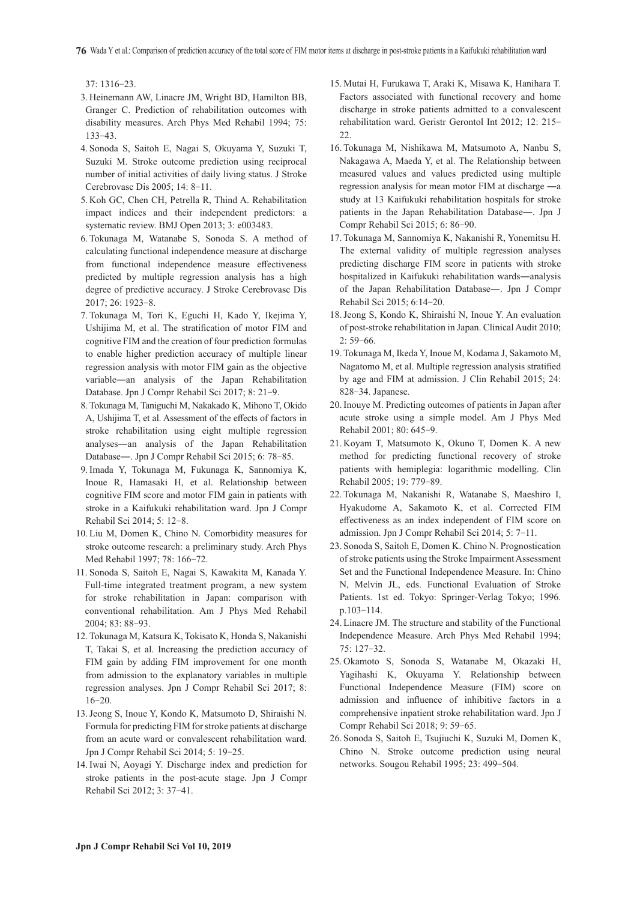37: 1316−23.

3. Heinemann AW, Linacre JM, Wright BD, Hamilton BB, Granger C. Prediction of rehabilitation outcomes with disability measures. Arch Phys Med Rehabil 1994; 75: 133−43.
4. Sonoda S, Saitoh E, Nagai S, Okuyama Y, Suzuki T, Suzuki M. Stroke outcome prediction using reciprocal number of initial activities of daily living status. J Stroke Cerebrovasc Dis 2005; 14: 8−11.
5. Koh GC, Chen CH, Petrella R, Thind A. Rehabilitation impact indices and their independent predictors: a systematic review. BMJ Open 2013; 3: e003483.
6. Tokunaga M, Watanabe S, Sonoda S. A method of calculating functional independence measure at discharge from functional independence measure effectiveness predicted by multiple regression analysis has a high degree of predictive accuracy. J Stroke Cerebrovasc Dis 2017; 26: 1923−8.
7. Tokunaga M, Tori K, Eguchi H, Kado Y, Ikejima Y, Ushijima M, et al. The stratification of motor FIM and cognitive FIM and the creation of four prediction formulas to enable higher prediction accuracy of multiple linear regression analysis with motor FIM gain as the objective variable―an analysis of the Japan Rehabilitation Database. Jpn J Compr Rehabil Sci 2017; 8: 21−9.
8. Tokunaga M, Taniguchi M, Nakakado K, Mihono T, Okido A, Ushijima T, et al. Assessment of the effects of factors in stroke rehabilitation using eight multiple regression analyses―an analysis of the Japan Rehabilitation Database―. Jpn J Compr Rehabil Sci 2015; 6: 78−85.
9. Imada Y, Tokunaga M, Fukunaga K, Sannomiya K, Inoue R, Hamasaki H, et al. Relationship between cognitive FIM score and motor FIM gain in patients with stroke in a Kaifukuki rehabilitation ward. Jpn J Compr Rehabil Sci 2014; 5: 12−8.
10. Liu M, Domen K, Chino N. Comorbidity measures for stroke outcome research: a preliminary study. Arch Phys Med Rehabil 1997; 78: 166−72.
11. Sonoda S, Saitoh E, Nagai S, Kawakita M, Kanada Y. Full-time integrated treatment program, a new system for stroke rehabilitation in Japan: comparison with conventional rehabilitation. Am J Phys Med Rehabil 2004; 83: 88−93.
12. Tokunaga M, Katsura K, Tokisato K, Honda S, Nakanishi T, Takai S, et al. Increasing the prediction accuracy of FIM gain by adding FIM improvement for one month from admission to the explanatory variables in multiple regression analyses. Jpn J Compr Rehabil Sci 2017; 8: 16−20.
13. Jeong S, Inoue Y, Kondo K, Matsumoto D, Shiraishi N. Formula for predicting FIM for stroke patients at discharge from an acute ward or convalescent rehabilitation ward. Jpn J Compr Rehabil Sci 2014; 5: 19−25.
14. Iwai N, Aoyagi Y. Discharge index and prediction for stroke patients in the post-acute stage. Jpn J Compr Rehabil Sci 2012; 3: 37−41.
15. Mutai H, Furukawa T, Araki K, Misawa K, Hanihara T. Factors associated with functional recovery and home discharge in stroke patients admitted to a convalescent rehabilitation ward. Geristr Gerontol Int 2012; 12: 215−22.
16. Tokunaga M, Nishikawa M, Matsumoto A, Nanbu S, Nakagawa A, Maeda Y, et al. The Relationship between measured values and values predicted using multiple regression analysis for mean motor FIM at discharge ―a study at 13 Kaifukuki rehabilitation hospitals for stroke patients in the Japan Rehabilitation Database―. Jpn J Compr Rehabil Sci 2015; 6: 86−90.
17. Tokunaga M, Sannomiya K, Nakanishi R, Yonemitsu H. The external validity of multiple regression analyses predicting discharge FIM score in patients with stroke hospitalized in Kaifukuki rehabilitation wards―analysis of the Japan Rehabilitation Database―. Jpn J Compr Rehabil Sci 2015; 6:14−20.
18. Jeong S, Kondo K, Shiraishi N, Inoue Y. An evaluation of post-stroke rehabilitation in Japan. Clinical Audit 2010; 2: 59−66.
19. Tokunaga M, Ikeda Y, Inoue M, Kodama J, Sakamoto M, Nagatomo M, et al. Multiple regression analysis stratified by age and FIM at admission. J Clin Rehabil 2015; 24: 828−34. Japanese.
20. Inouye M. Predicting outcomes of patients in Japan after acute stroke using a simple model. Am J Phys Med Rehabil 2001; 80: 645−9.
21. Koyam T, Matsumoto K, Okuno T, Domen K. A new method for predicting functional recovery of stroke patients with hemiplegia: logarithmic modelling. Clin Rehabil 2005; 19: 779−89.
22. Tokunaga M, Nakanishi R, Watanabe S, Maeshiro I, Hyakudome A, Sakamoto K, et al. Corrected FIM effectiveness as an index independent of FIM score on admission. Jpn J Compr Rehabil Sci 2014; 5: 7−11.
23. Sonoda S, Saitoh E, Domen K. Chino N. Prognostication of stroke patients using the Stroke Impairment Assessment Set and the Functional Independence Measure. In: Chino N, Melvin JL, eds. Functional Evaluation of Stroke Patients. 1st ed. Tokyo: Springer-Verlag Tokyo; 1996. p.103−114.
24. Linacre JM. The structure and stability of the Functional Independence Measure. Arch Phys Med Rehabil 1994; 75: 127−32.
25. Okamoto S, Sonoda S, Watanabe M, Okazaki H, Yagihashi K, Okuyama Y. Relationship between Functional Independence Measure (FIM) score on admission and influence of inhibitive factors in a comprehensive inpatient stroke rehabilitation ward. Jpn J Compr Rehabil Sci 2018; 9: 59−65.
26. Sonoda S, Saitoh E, Tsujiuchi K, Suzuki M, Domen K, Chino N. Stroke outcome prediction using neural networks. Sougou Rehabil 1995; 23: 499−504.